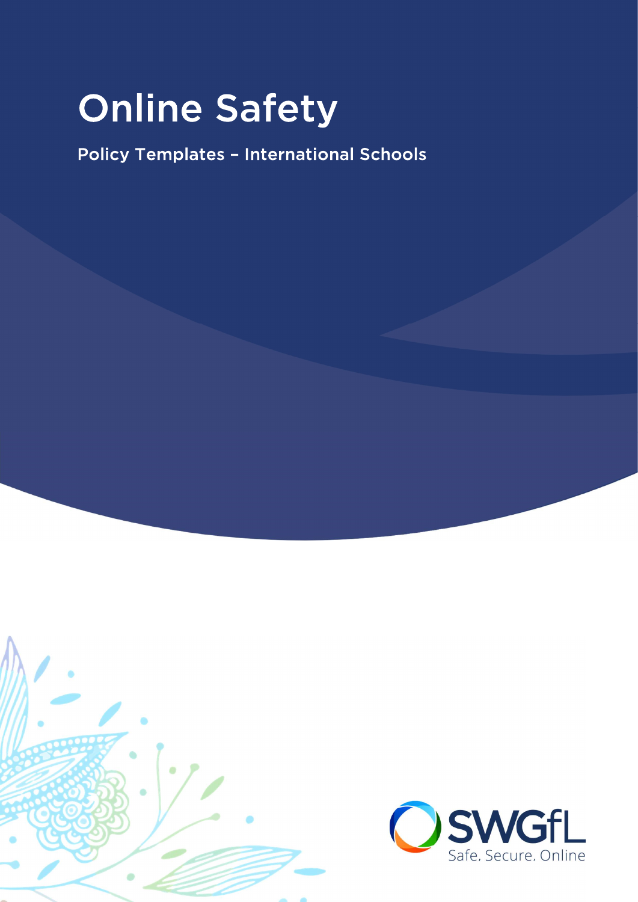# Online Safety

Policy Templates – International Schools

SWGfL

Safe, Secure, Online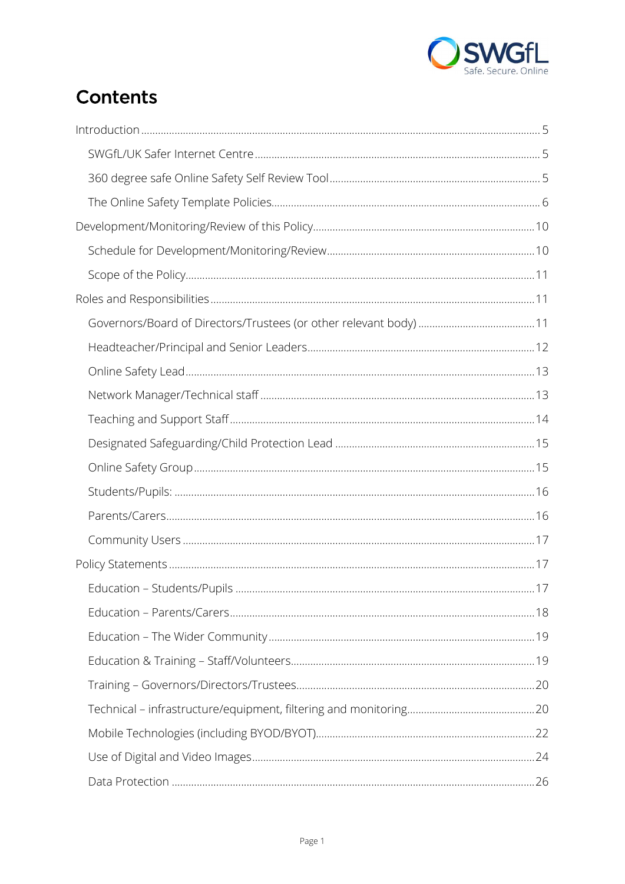# Contents

- Introduction ... 5
  - SWGfL/UK Safer Internet Centre ... 5
  - 360 degree safe Online Safety Self Review Tool ... 5
  - The Online Safety Template Policies ... 6
- Development/Monitoring/Review of this Policy ... 10
  - Schedule for Development/Monitoring/Review ... 10
  - Scope of the Policy ... 11
- Roles and Responsibilities ... 11
  - Governors/Board of Directors/Trustees (or other relevant body) ... 11
  - Headteacher/Principal and Senior Leaders ... 12
  - Online Safety Lead ... 13
  - Network Manager/Technical staff ... 13
  - Teaching and Support Staff ... 14
  - Designated Safeguarding/Child Protection Lead ... 15
  - Online Safety Group ... 15
  - Students/Pupils: ... 16
  - Parents/Carers ... 16
  - Community Users ... 17
- Policy Statements ... 17
  - Education – Students/Pupils ... 17
  - Education – Parents/Carers ... 18
  - Education – The Wider Community ... 19
  - Education & Training – Staff/Volunteers ... 19
  - Training – Governors/Directors/Trustees ... 20
  - Technical – infrastructure/equipment, filtering and monitoring ... 20
  - Mobile Technologies (including BYOD/BYOT) ... 22
  - Use of Digital and Video Images ... 24
  - Data Protection ... 26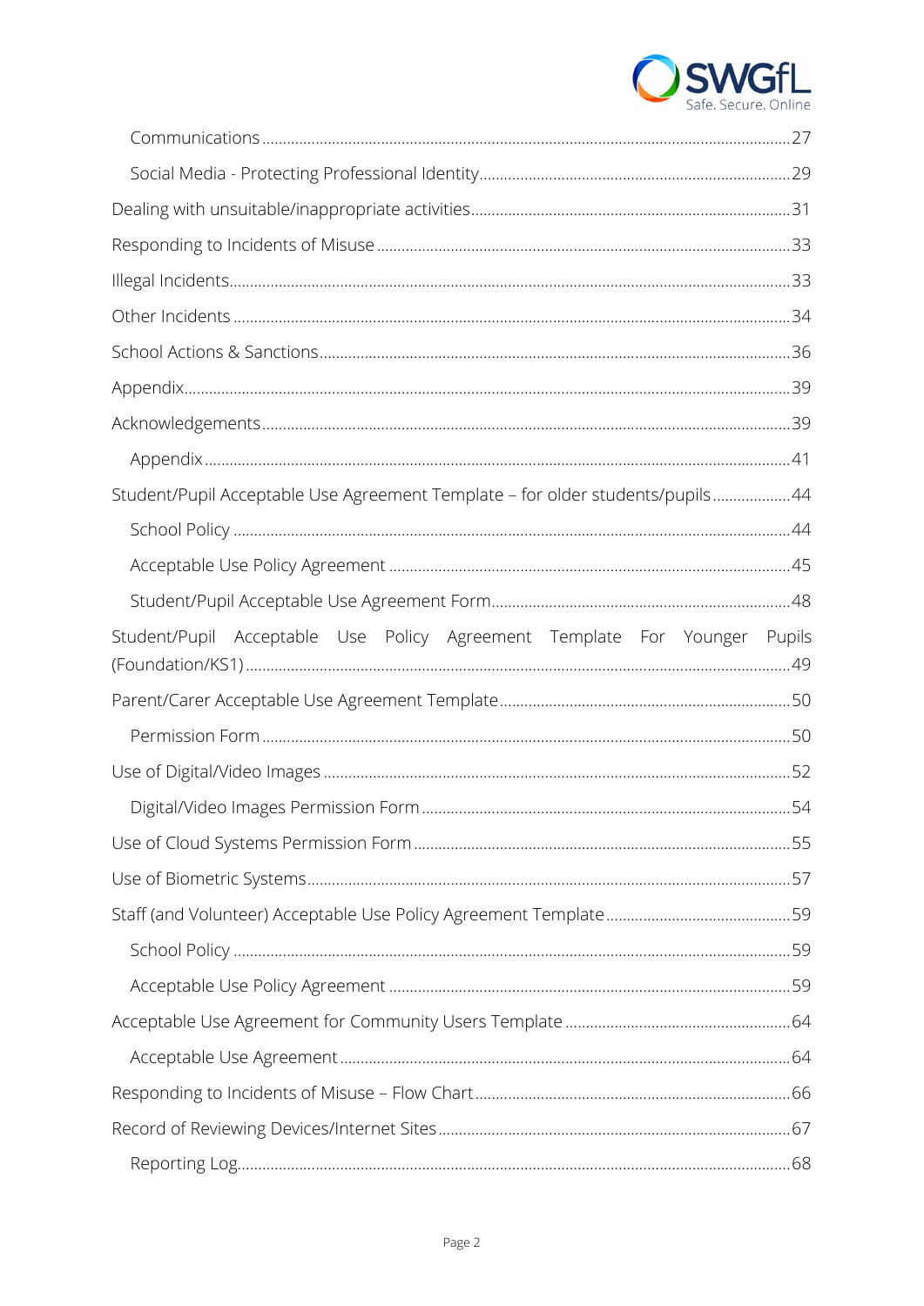Communications ........................................................................................................................... 27

Social Media - Protecting Professional Identity ............................................................................ 29

Dealing with unsuitable/inappropriate activities ................................................................................ 31

Responding to Incidents of Misuse ..................................................................................................... 33

Illegal Incidents ......................................................................................................................................... 33

Other Incidents ........................................................................................................................................ 34

School Actions & Sanctions .................................................................................................................. 36

Appendix .................................................................................................................................................... 39

Acknowledgements ................................................................................................................................. 39

Appendix ................................................................................................................................................ 41

Student/Pupil Acceptable Use Agreement Template – for older students/pupils ..................... 44

School Policy ........................................................................................................................................ 44

Acceptable Use Policy Agreement .................................................................................................. 45

Student/Pupil Acceptable Use Agreement Form ......................................................................... 48

Student/Pupil Acceptable Use Policy Agreement Template For Younger Pupils (Foundation/KS1) ..................................................................................................................................... 49

Parent/Carer Acceptable Use Agreement Template ....................................................................... 50

Permission Form .................................................................................................................................. 50

Use of Digital/Video Images ................................................................................................................. 52

Digital/Video Images Permission Form .......................................................................................... 54

Use of Cloud Systems Permission Form ............................................................................................ 55

Use of Biometric Systems ...................................................................................................................... 57

Staff (and Volunteer) Acceptable Use Policy Agreement Template .............................................. 59

School Policy ........................................................................................................................................ 59

Acceptable Use Policy Agreement .................................................................................................. 59

Acceptable Use Agreement for Community Users Template ........................................................ 64

Acceptable Use Agreement ............................................................................................................... 64

Responding to Incidents of Misuse – Flow Chart ............................................................................. 66

Record of Reviewing Devices/Internet Sites ...................................................................................... 67

Reporting Log ........................................................................................................................................ 68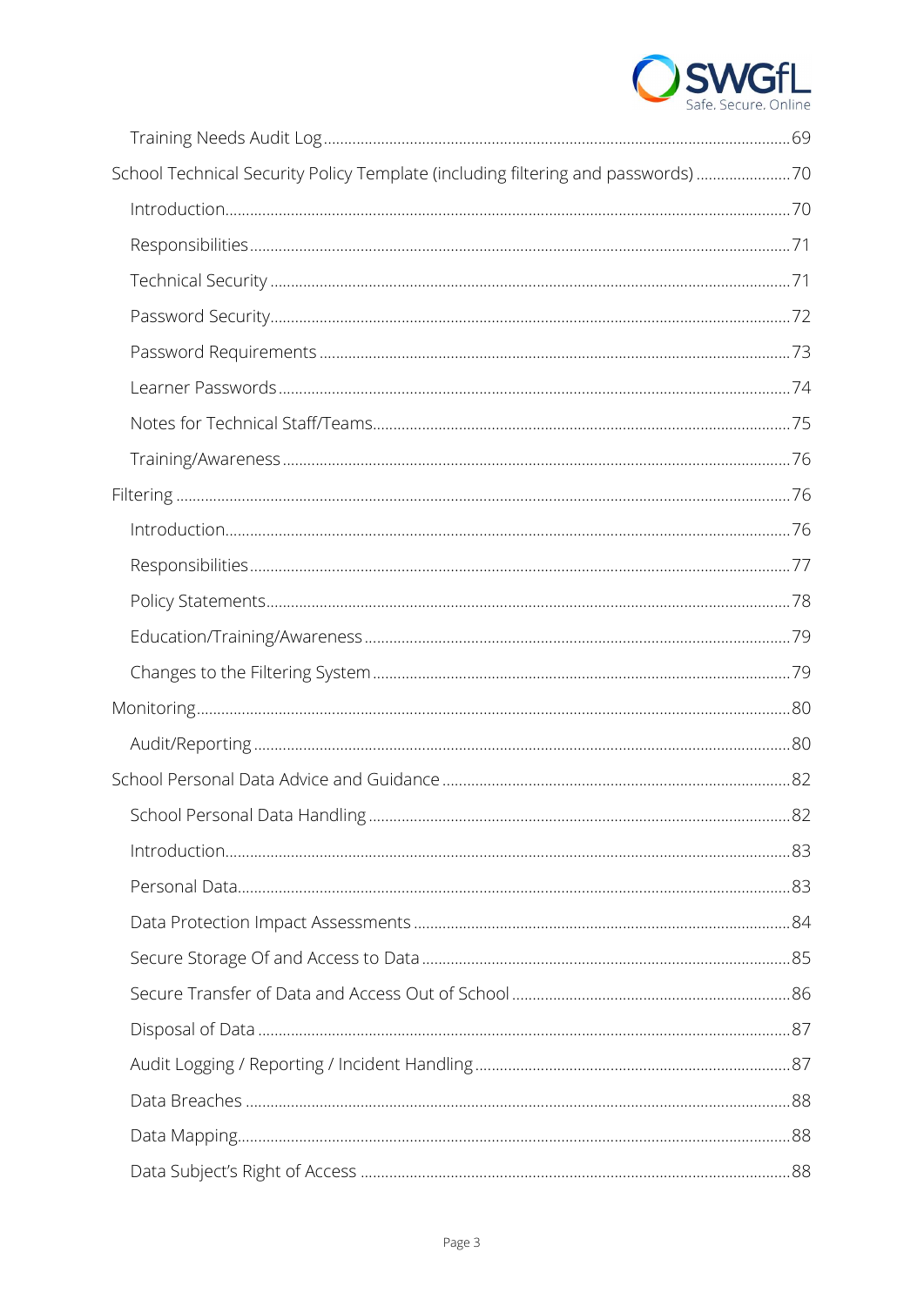- Training Needs Audit Log ... 69

School Technical Security Policy Template (including filtering and passwords) ... 70

- Introduction ... 70
- Responsibilities ... 71
- Technical Security ... 71
- Password Security ... 72
- Password Requirements ... 73
- Learner Passwords ... 74
- Notes for Technical Staff/Teams ... 75
- Training/Awareness ... 76

Filtering ... 76

- Introduction ... 76
- Responsibilities ... 77
- Policy Statements ... 78
- Education/Training/Awareness ... 79
- Changes to the Filtering System ... 79

Monitoring ... 80

- Audit/Reporting ... 80

School Personal Data Advice and Guidance ... 82

- School Personal Data Handling ... 82
- Introduction ... 83
- Personal Data ... 83
- Data Protection Impact Assessments ... 84
- Secure Storage Of and Access to Data ... 85
- Secure Transfer of Data and Access Out of School ... 86
- Disposal of Data ... 87
- Audit Logging / Reporting / Incident Handling ... 87
- Data Breaches ... 88
- Data Mapping ... 88
- Data Subject's Right of Access ... 88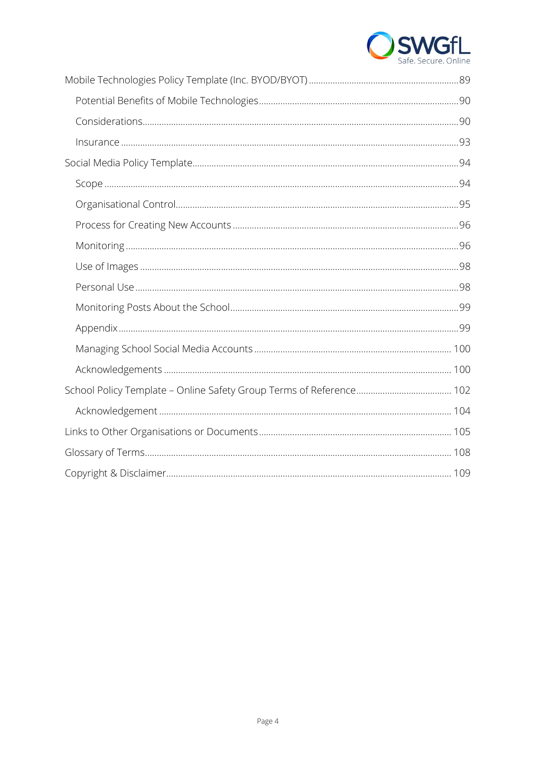- Mobile Technologies Policy Template (Inc. BYOD/BYOT) ... 89
  - Potential Benefits of Mobile Technologies ... 90
  - Considerations ... 90
  - Insurance ... 93
- Social Media Policy Template ... 94
  - Scope ... 94
  - Organisational Control ... 95
  - Process for Creating New Accounts ... 96
  - Monitoring ... 96
  - Use of Images ... 98
  - Personal Use ... 98
  - Monitoring Posts About the School ... 99
  - Appendix ... 99
  - Managing School Social Media Accounts ... 100
  - Acknowledgements ... 100
- School Policy Template – Online Safety Group Terms of Reference ... 102
  - Acknowledgement ... 104
- Links to Other Organisations or Documents ... 105
- Glossary of Terms ... 108
- Copyright & Disclaimer ... 109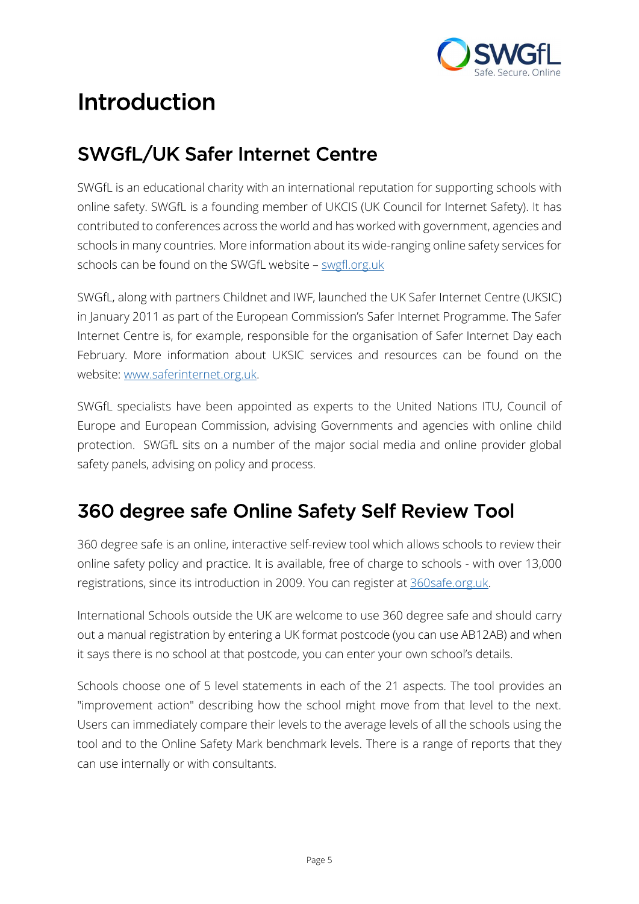# Introduction

## SWGfL/UK Safer Internet Centre

SWGfL is an educational charity with an international reputation for supporting schools with online safety. SWGfL is a founding member of UKCIS (UK Council for Internet Safety). It has contributed to conferences across the world and has worked with government, agencies and schools in many countries. More information about its wide-ranging online safety services for schools can be found on the SWGfL website – [swgfl.org.uk](swgfl.org.uk)

SWGfL, along with partners Childnet and IWF, launched the UK Safer Internet Centre (UKSIC) in January 2011 as part of the European Commission's Safer Internet Programme. The Safer Internet Centre is, for example, responsible for the organisation of Safer Internet Day each February. More information about UKSIC services and resources can be found on the website: [www.saferinternet.org.uk](www.saferinternet.org.uk).

SWGfL specialists have been appointed as experts to the United Nations ITU, Council of Europe and European Commission, advising Governments and agencies with online child protection. SWGfL sits on a number of the major social media and online provider global safety panels, advising on policy and process.

## 360 degree safe Online Safety Self Review Tool

360 degree safe is an online, interactive self-review tool which allows schools to review their online safety policy and practice. It is available, free of charge to schools - with over 13,000 registrations, since its introduction in 2009. You can register at [360safe.org.uk](360safe.org.uk).

International Schools outside the UK are welcome to use 360 degree safe and should carry out a manual registration by entering a UK format postcode (you can use AB12AB) and when it says there is no school at that postcode, you can enter your own school's details.

Schools choose one of 5 level statements in each of the 21 aspects. The tool provides an "improvement action" describing how the school might move from that level to the next. Users can immediately compare their levels to the average levels of all the schools using the tool and to the Online Safety Mark benchmark levels. There is a range of reports that they can use internally or with consultants.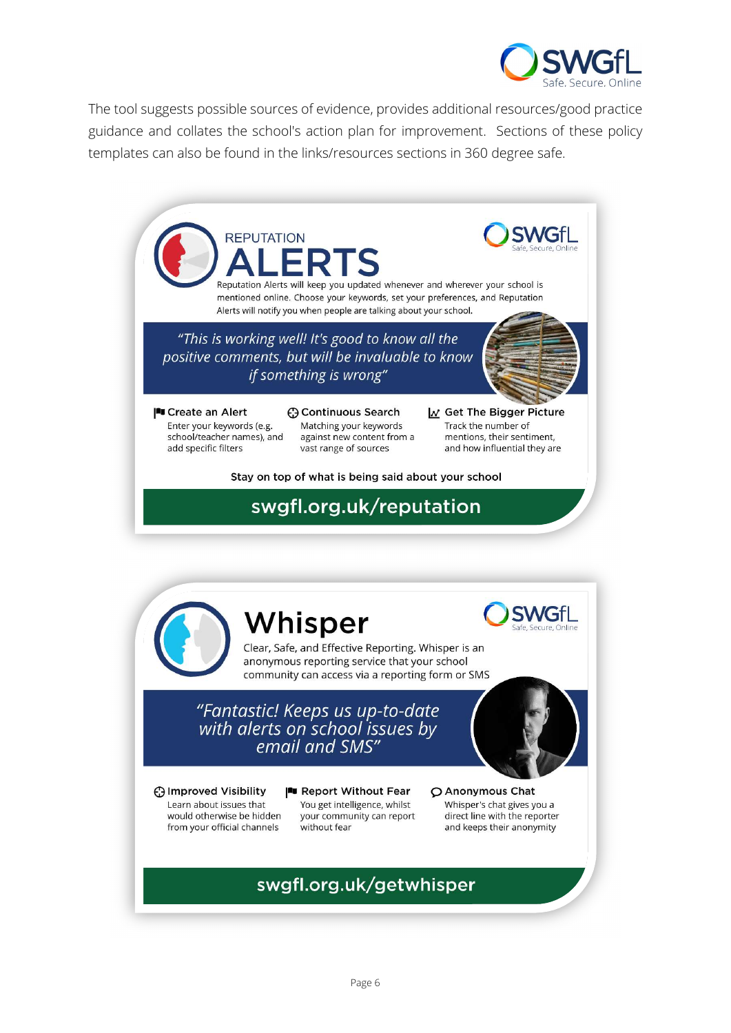The tool suggests possible sources of evidence, provides additional resources/good practice guidance and collates the school's action plan for improvement. Sections of these policy templates can also be found in the links/resources sections in 360 degree safe.

## REPUTATION ALERTS

Reputation Alerts will keep you updated whenever and wherever your school is mentioned online. Choose your keywords, set your preferences, and Reputation Alerts will notify you when people are talking about your school.

*"This is working well! It's good to know all the positive comments, but will be invaluable to know if something is wrong"*

**Create an Alert**
Enter your keywords (e.g. school/teacher names), and add specific filters

**Continuous Search**
Matching your keywords against new content from a vast range of sources

**Get The Bigger Picture**
Track the number of mentions, their sentiment, and how influential they are

Stay on top of what is being said about your school

**swgfl.org.uk/reputation**

## Whisper

Clear, Safe, and Effective Reporting. Whisper is an anonymous reporting service that your school community can access via a reporting form or SMS

*"Fantastic! Keeps us up-to-date with alerts on school issues by email and SMS"*

**Improved Visibility**
Learn about issues that would otherwise be hidden from your official channels

**Report Without Fear**
You get intelligence, whilst your community can report without fear

**Anonymous Chat**
Whisper's chat gives you a direct line with the reporter and keeps their anonymity

**swgfl.org.uk/getwhisper**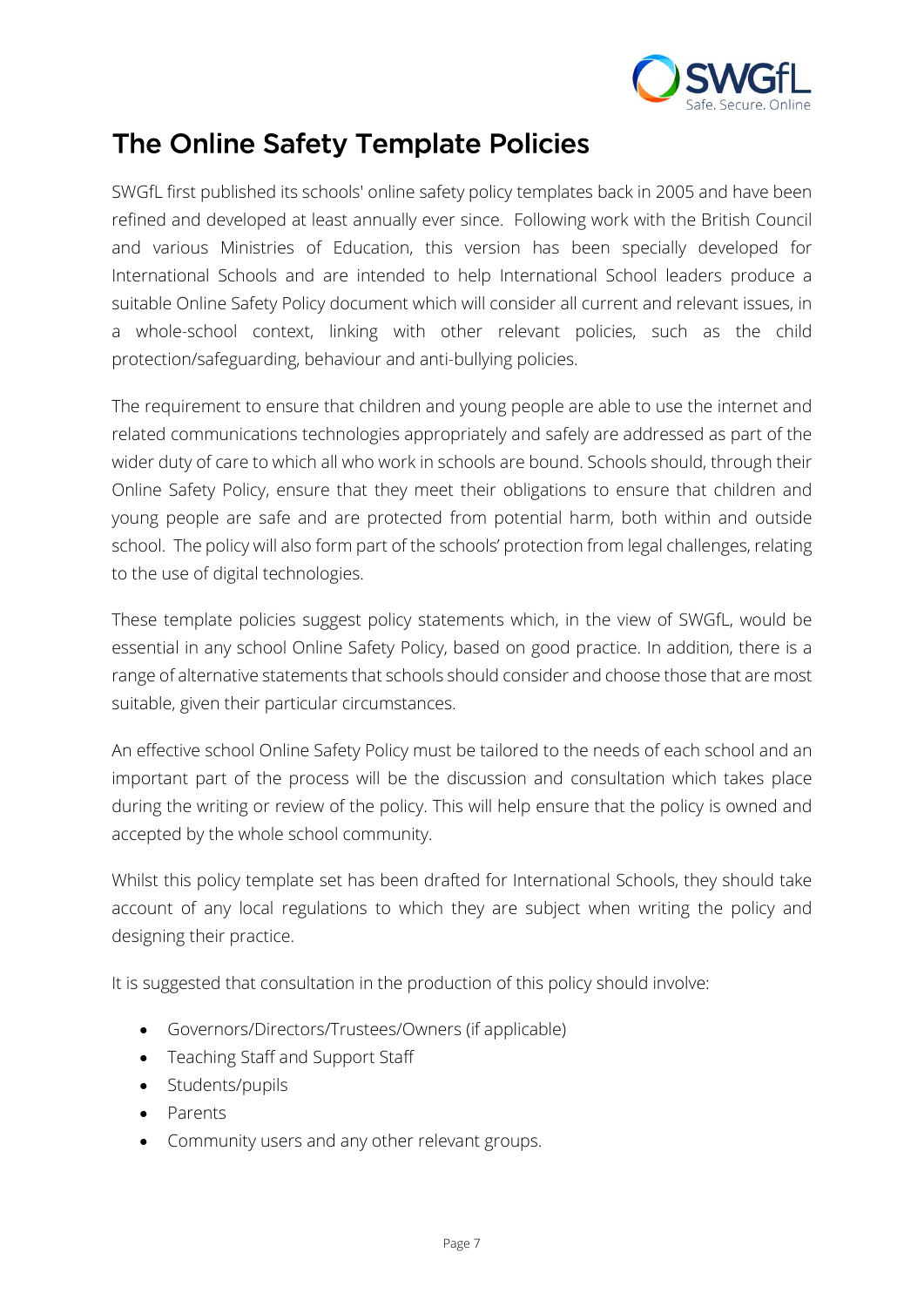# The Online Safety Template Policies

SWGfL first published its schools' online safety policy templates back in 2005 and have been refined and developed at least annually ever since. Following work with the British Council and various Ministries of Education, this version has been specially developed for International Schools and are intended to help International School leaders produce a suitable Online Safety Policy document which will consider all current and relevant issues, in a whole-school context, linking with other relevant policies, such as the child protection/safeguarding, behaviour and anti-bullying policies.

The requirement to ensure that children and young people are able to use the internet and related communications technologies appropriately and safely are addressed as part of the wider duty of care to which all who work in schools are bound. Schools should, through their Online Safety Policy, ensure that they meet their obligations to ensure that children and young people are safe and are protected from potential harm, both within and outside school. The policy will also form part of the schools' protection from legal challenges, relating to the use of digital technologies.

These template policies suggest policy statements which, in the view of SWGfL, would be essential in any school Online Safety Policy, based on good practice. In addition, there is a range of alternative statements that schools should consider and choose those that are most suitable, given their particular circumstances.

An effective school Online Safety Policy must be tailored to the needs of each school and an important part of the process will be the discussion and consultation which takes place during the writing or review of the policy. This will help ensure that the policy is owned and accepted by the whole school community.

Whilst this policy template set has been drafted for International Schools, they should take account of any local regulations to which they are subject when writing the policy and designing their practice.

It is suggested that consultation in the production of this policy should involve:

- Governors/Directors/Trustees/Owners (if applicable)
- Teaching Staff and Support Staff
- Students/pupils
- Parents
- Community users and any other relevant groups.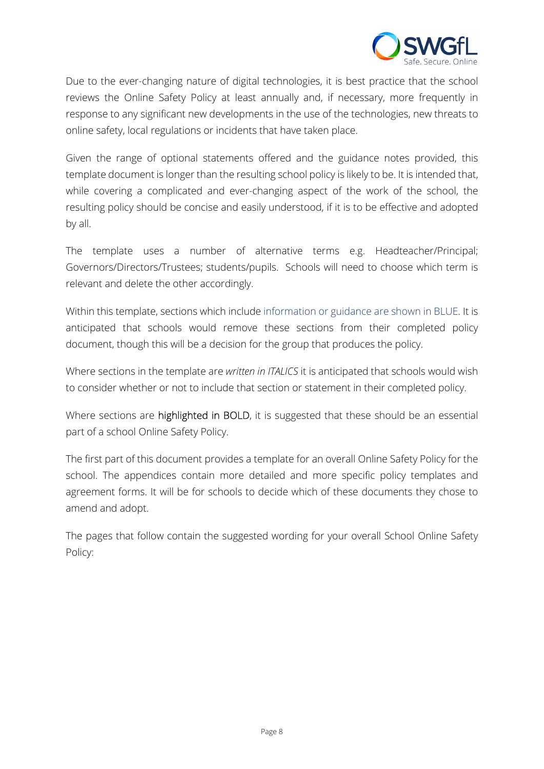Due to the ever-changing nature of digital technologies, it is best practice that the school reviews the Online Safety Policy at least annually and, if necessary, more frequently in response to any significant new developments in the use of the technologies, new threats to online safety, local regulations or incidents that have taken place.

Given the range of optional statements offered and the guidance notes provided, this template document is longer than the resulting school policy is likely to be. It is intended that, while covering a complicated and ever-changing aspect of the work of the school, the resulting policy should be concise and easily understood, if it is to be effective and adopted by all.

The template uses a number of alternative terms e.g. Headteacher/Principal; Governors/Directors/Trustees; students/pupils. Schools will need to choose which term is relevant and delete the other accordingly.

Within this template, sections which include information or guidance are shown in BLUE. It is anticipated that schools would remove these sections from their completed policy document, though this will be a decision for the group that produces the policy.

Where sections in the template are *written in ITALICS* it is anticipated that schools would wish to consider whether or not to include that section or statement in their completed policy.

Where sections are **highlighted in BOLD**, it is suggested that these should be an essential part of a school Online Safety Policy.

The first part of this document provides a template for an overall Online Safety Policy for the school. The appendices contain more detailed and more specific policy templates and agreement forms. It will be for schools to decide which of these documents they chose to amend and adopt.

The pages that follow contain the suggested wording for your overall School Online Safety Policy: